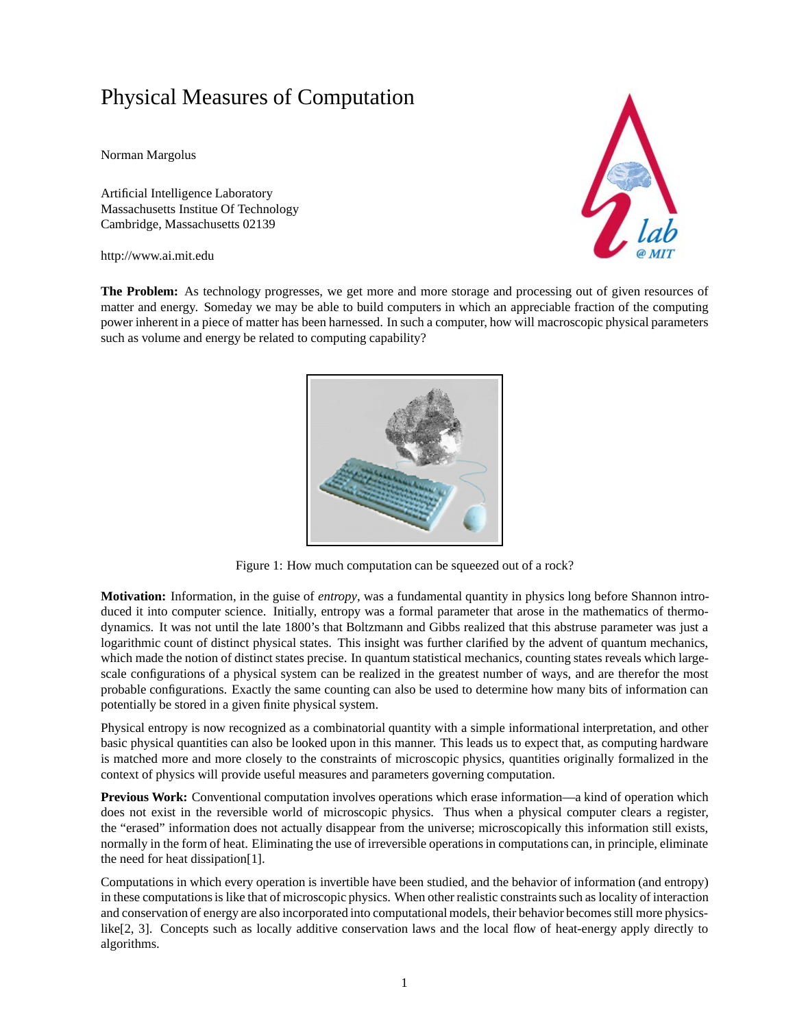# Physical Measures of Computation

Norman Margolus

Artificial Intelligence Laboratory
Massachusetts Institue Of Technology
Cambridge, Massachusetts 02139

http://www.ai.mit.edu

**The Problem:** As technology progresses, we get more and more storage and processing out of given resources of matter and energy. Someday we may be able to build computers in which an appreciable fraction of the computing power inherent in a piece of matter has been harnessed. In such a computer, how will macroscopic physical parameters such as volume and energy be related to computing capability?

Figure 1: How much computation can be squeezed out of a rock?

**Motivation:** Information, in the guise of *entropy*, was a fundamental quantity in physics long before Shannon introduced it into computer science. Initially, entropy was a formal parameter that arose in the mathematics of thermodynamics. It was not until the late 1800's that Boltzmann and Gibbs realized that this abstruse parameter was just a logarithmic count of distinct physical states. This insight was further clarified by the advent of quantum mechanics, which made the notion of distinct states precise. In quantum statistical mechanics, counting states reveals which large-scale configurations of a physical system can be realized in the greatest number of ways, and are therefor the most probable configurations. Exactly the same counting can also be used to determine how many bits of information can potentially be stored in a given finite physical system.

Physical entropy is now recognized as a combinatorial quantity with a simple informational interpretation, and other basic physical quantities can also be looked upon in this manner. This leads us to expect that, as computing hardware is matched more and more closely to the constraints of microscopic physics, quantities originally formalized in the context of physics will provide useful measures and parameters governing computation.

**Previous Work:** Conventional computation involves operations which erase information—a kind of operation which does not exist in the reversible world of microscopic physics. Thus when a physical computer clears a register, the "erased" information does not actually disappear from the universe; microscopically this information still exists, normally in the form of heat. Eliminating the use of irreversible operations in computations can, in principle, eliminate the need for heat dissipation[1].

Computations in which every operation is invertible have been studied, and the behavior of information (and entropy) in these computations is like that of microscopic physics. When other realistic constraints such as locality of interaction and conservation of energy are also incorporated into computational models, their behavior becomes still more physics-like[2, 3]. Concepts such as locally additive conservation laws and the local flow of heat-energy apply directly to algorithms.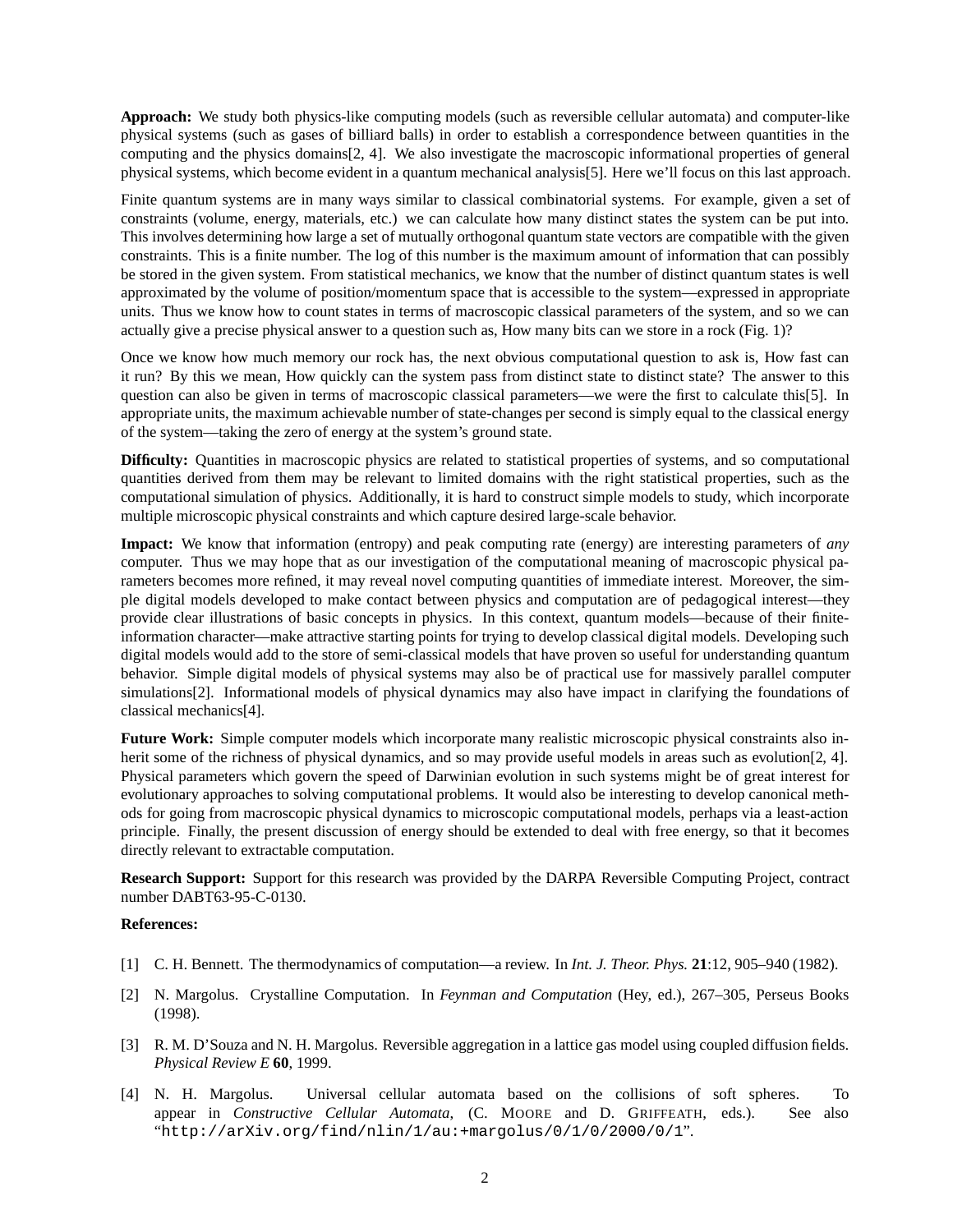**Approach:** We study both physics-like computing models (such as reversible cellular automata) and computer-like physical systems (such as gases of billiard balls) in order to establish a correspondence between quantities in the computing and the physics domains[2, 4]. We also investigate the macroscopic informational properties of general physical systems, which become evident in a quantum mechanical analysis[5]. Here we'll focus on this last approach.

Finite quantum systems are in many ways similar to classical combinatorial systems. For example, given a set of constraints (volume, energy, materials, etc.) we can calculate how many distinct states the system can be put into. This involves determining how large a set of mutually orthogonal quantum state vectors are compatible with the given constraints. This is a finite number. The log of this number is the maximum amount of information that can possibly be stored in the given system. From statistical mechanics, we know that the number of distinct quantum states is well approximated by the volume of position/momentum space that is accessible to the system—expressed in appropriate units. Thus we know how to count states in terms of macroscopic classical parameters of the system, and so we can actually give a precise physical answer to a question such as, How many bits can we store in a rock (Fig. 1)?

Once we know how much memory our rock has, the next obvious computational question to ask is, How fast can it run? By this we mean, How quickly can the system pass from distinct state to distinct state? The answer to this question can also be given in terms of macroscopic classical parameters—we were the first to calculate this[5]. In appropriate units, the maximum achievable number of state-changes per second is simply equal to the classical energy of the system—taking the zero of energy at the system's ground state.

**Difficulty:** Quantities in macroscopic physics are related to statistical properties of systems, and so computational quantities derived from them may be relevant to limited domains with the right statistical properties, such as the computational simulation of physics. Additionally, it is hard to construct simple models to study, which incorporate multiple microscopic physical constraints and which capture desired large-scale behavior.

**Impact:** We know that information (entropy) and peak computing rate (energy) are interesting parameters of *any* computer. Thus we may hope that as our investigation of the computational meaning of macroscopic physical parameters becomes more refined, it may reveal novel computing quantities of immediate interest. Moreover, the simple digital models developed to make contact between physics and computation are of pedagogical interest—they provide clear illustrations of basic concepts in physics. In this context, quantum models—because of their finite-information character—make attractive starting points for trying to develop classical digital models. Developing such digital models would add to the store of semi-classical models that have proven so useful for understanding quantum behavior. Simple digital models of physical systems may also be of practical use for massively parallel computer simulations[2]. Informational models of physical dynamics may also have impact in clarifying the foundations of classical mechanics[4].

**Future Work:** Simple computer models which incorporate many realistic microscopic physical constraints also inherit some of the richness of physical dynamics, and so may provide useful models in areas such as evolution[2, 4]. Physical parameters which govern the speed of Darwinian evolution in such systems might be of great interest for evolutionary approaches to solving computational problems. It would also be interesting to develop canonical methods for going from macroscopic physical dynamics to microscopic computational models, perhaps via a least-action principle. Finally, the present discussion of energy should be extended to deal with free energy, so that it becomes directly relevant to extractable computation.

**Research Support:** Support for this research was provided by the DARPA Reversible Computing Project, contract number DABT63-95-C-0130.

**References:**

[1] C. H. Bennett. The thermodynamics of computation—a review. In *Int. J. Theor. Phys.* **21**:12, 905–940 (1982).

[2] N. Margolus. Crystalline Computation. In *Feynman and Computation* (Hey, ed.), 267–305, Perseus Books (1998).

[3] R. M. D'Souza and N. H. Margolus. Reversible aggregation in a lattice gas model using coupled diffusion fields. *Physical Review E* **60**, 1999.

[4] N. H. Margolus. Universal cellular automata based on the collisions of soft spheres. To appear in *Constructive Cellular Automata*, (C. Moore and D. Griffeath, eds.). See also "`http://arXiv.org/find/nlin/1/au:+margolus/0/1/0/2000/0/1`".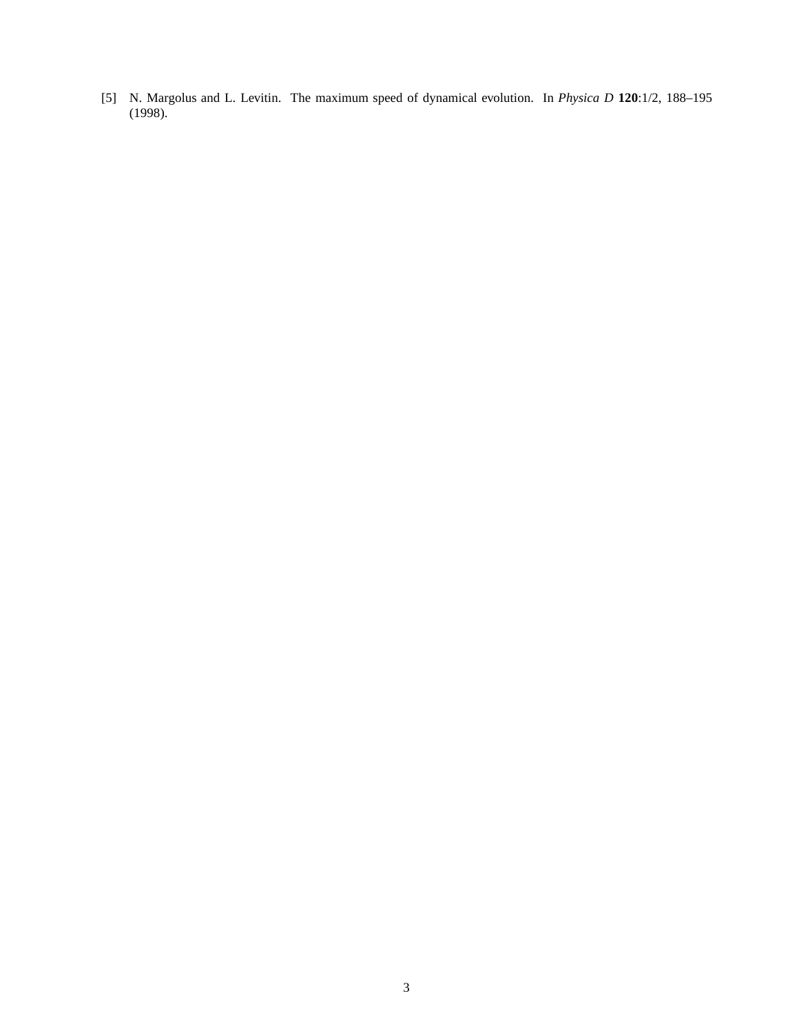[5] N. Margolus and L. Levitin. The maximum speed of dynamical evolution. In *Physica D* **120**:1/2, 188–195 (1998).